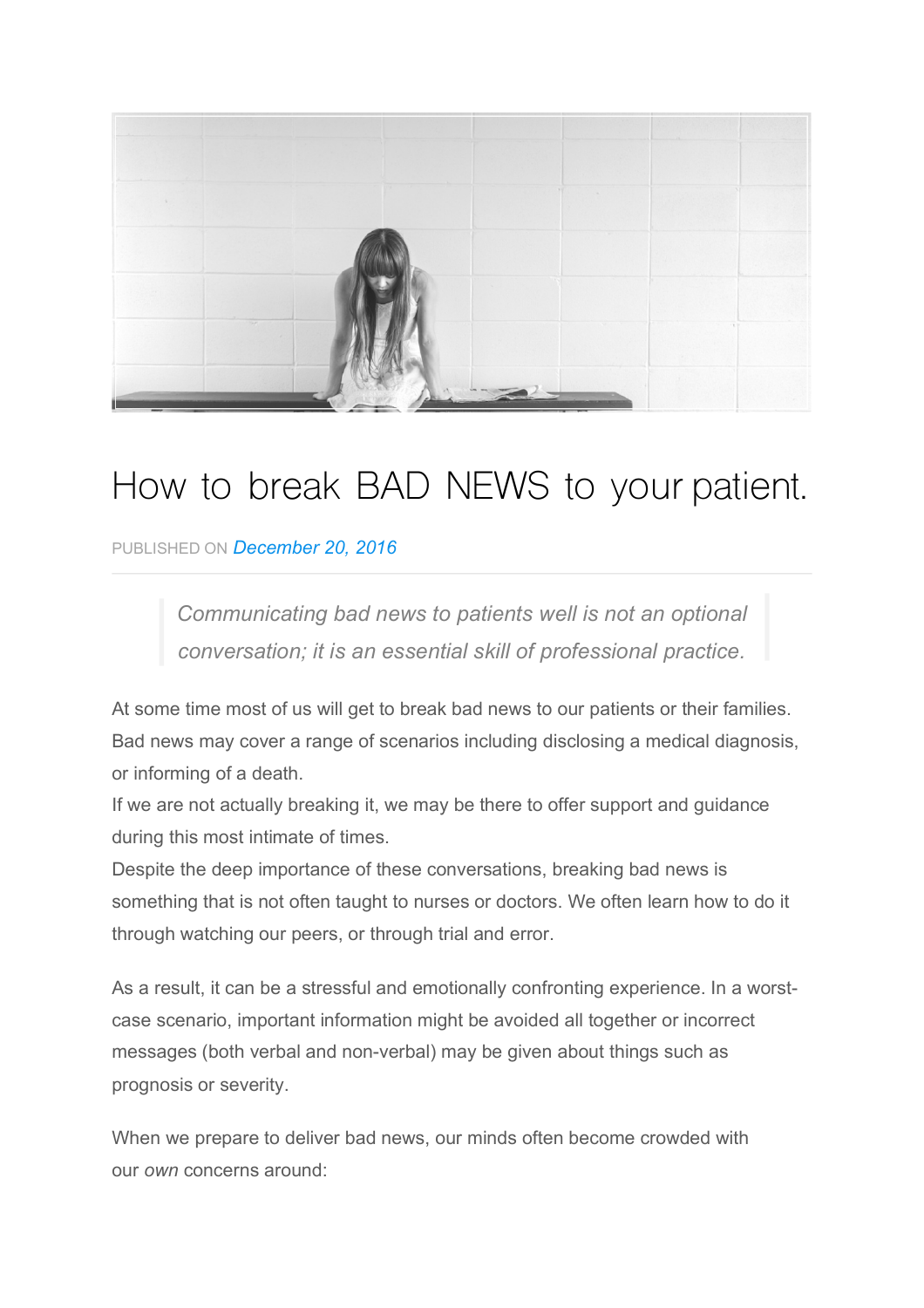# How to break BAD NEWS to your patient.

PUBLISHED ON *December 20, 2016*

---

> *Communicating bad news to patients well is not an optional conversation; it is an essential skill of professional practice.*

At some time most of us will get to break bad news to our patients or their families. Bad news may cover a range of scenarios including disclosing a medical diagnosis, or informing of a death.
If we are not actually breaking it, we may be there to offer support and guidance during this most intimate of times.
Despite the deep importance of these conversations, breaking bad news is something that is not often taught to nurses or doctors. We often learn how to do it through watching our peers, or through trial and error.

As a result, it can be a stressful and emotionally confronting experience. In a worst-case scenario, important information might be avoided all together or incorrect messages (both verbal and non-verbal) may be given about things such as prognosis or severity.

When we prepare to deliver bad news, our minds often become crowded with our *own* concerns around: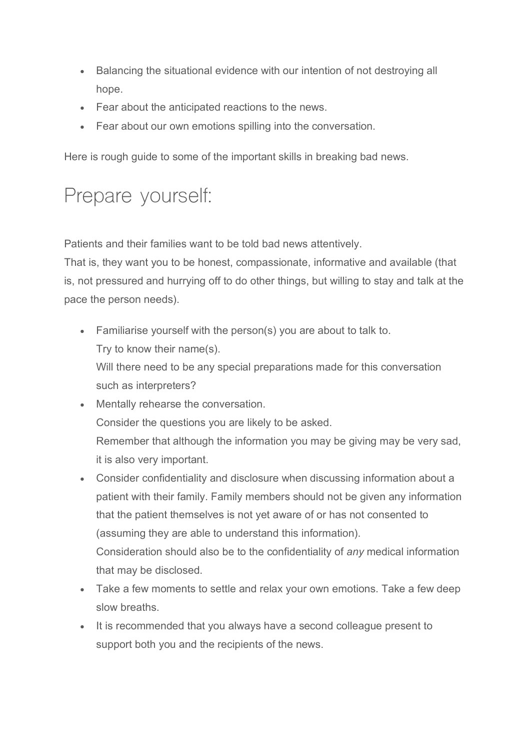- Balancing the situational evidence with our intention of not destroying all hope.
- Fear about the anticipated reactions to the news.
- Fear about our own emotions spilling into the conversation.

Here is rough guide to some of the important skills in breaking bad news.

## Prepare yourself:

Patients and their families want to be told bad news attentively.
That is, they want you to be honest, compassionate, informative and available (that is, not pressured and hurrying off to do other things, but willing to stay and talk at the pace the person needs).

- Familiarise yourself with the person(s) you are about to talk to.
  Try to know their name(s).
  Will there need to be any special preparations made for this conversation such as interpreters?
- Mentally rehearse the conversation.
  Consider the questions you are likely to be asked.
  Remember that although the information you may be giving may be very sad, it is also very important.
- Consider confidentiality and disclosure when discussing information about a patient with their family. Family members should not be given any information that the patient themselves is not yet aware of or has not consented to (assuming they are able to understand this information).
  Consideration should also be to the confidentiality of *any* medical information that may be disclosed.
- Take a few moments to settle and relax your own emotions. Take a few deep slow breaths.
- It is recommended that you always have a second colleague present to support both you and the recipients of the news.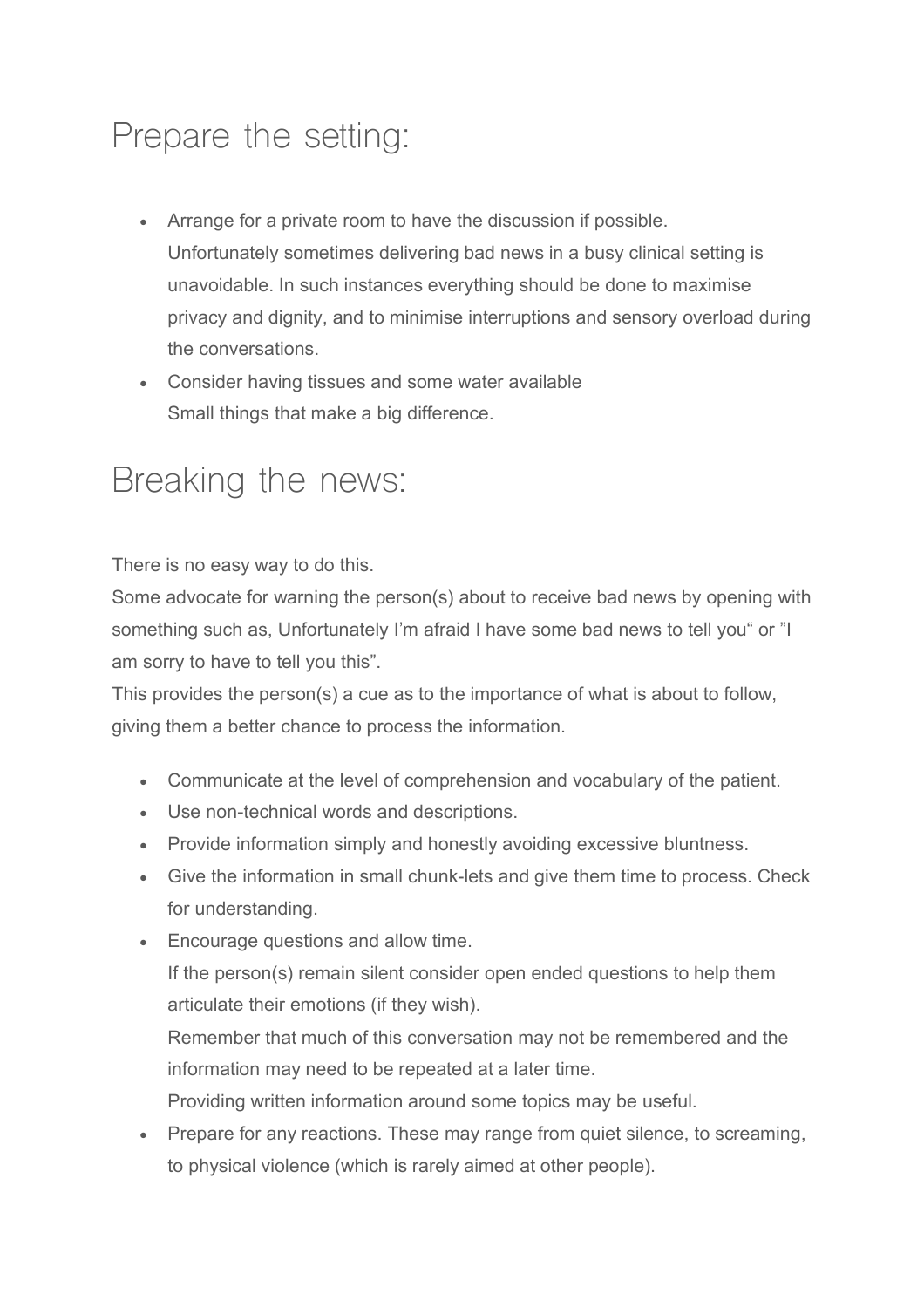## Prepare the setting:

- Arrange for a private room to have the discussion if possible.
  Unfortunately sometimes delivering bad news in a busy clinical setting is unavoidable. In such instances everything should be done to maximise privacy and dignity, and to minimise interruptions and sensory overload during the conversations.
- Consider having tissues and some water available
  Small things that make a big difference.

## Breaking the news:

There is no easy way to do this.
Some advocate for warning the person(s) about to receive bad news by opening with something such as, Unfortunately I'm afraid I have some bad news to tell you" or "I am sorry to have to tell you this".
This provides the person(s) a cue as to the importance of what is about to follow, giving them a better chance to process the information.

- Communicate at the level of comprehension and vocabulary of the patient.
- Use non-technical words and descriptions.
- Provide information simply and honestly avoiding excessive bluntness.
- Give the information in small chunk-lets and give them time to process. Check for understanding.
- Encourage questions and allow time.
  If the person(s) remain silent consider open ended questions to help them articulate their emotions (if they wish).
  Remember that much of this conversation may not be remembered and the information may need to be repeated at a later time.
  Providing written information around some topics may be useful.
- Prepare for any reactions. These may range from quiet silence, to screaming, to physical violence (which is rarely aimed at other people).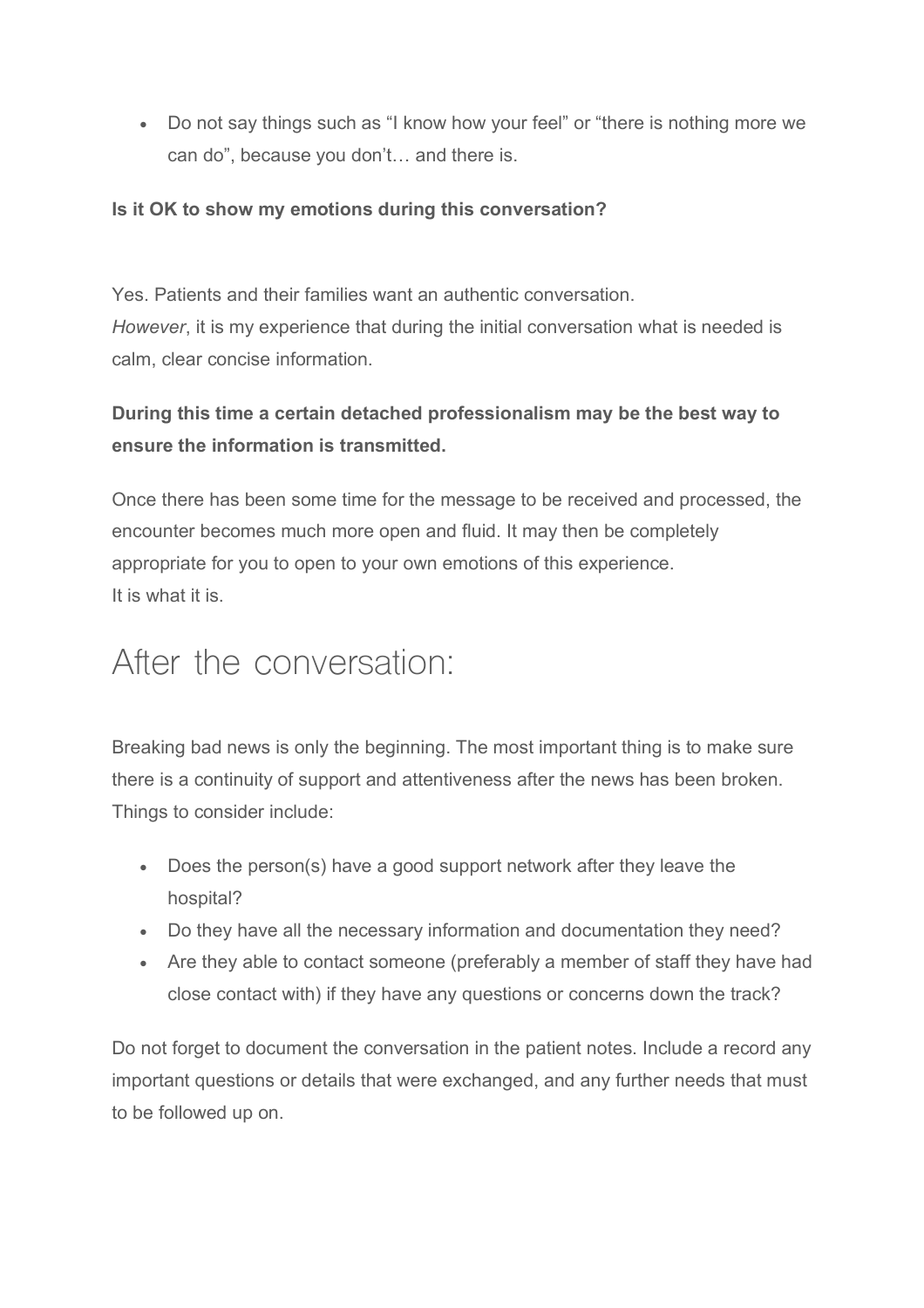- Do not say things such as “I know how your feel” or “there is nothing more we can do”, because you don’t… and there is.

**Is it OK to show my emotions during this conversation?**

Yes. Patients and their families want an authentic conversation.
*However*, it is my experience that during the initial conversation what is needed is calm, clear concise information.

**During this time a certain detached professionalism may be the best way to ensure the information is transmitted.**

Once there has been some time for the message to be received and processed, the encounter becomes much more open and fluid. It may then be completely appropriate for you to open to your own emotions of this experience.
It is what it is.

## After the conversation:

Breaking bad news is only the beginning. The most important thing is to make sure there is a continuity of support and attentiveness after the news has been broken. Things to consider include:

- Does the person(s) have a good support network after they leave the hospital?
- Do they have all the necessary information and documentation they need?
- Are they able to contact someone (preferably a member of staff they have had close contact with) if they have any questions or concerns down the track?

Do not forget to document the conversation in the patient notes. Include a record any important questions or details that were exchanged, and any further needs that must to be followed up on.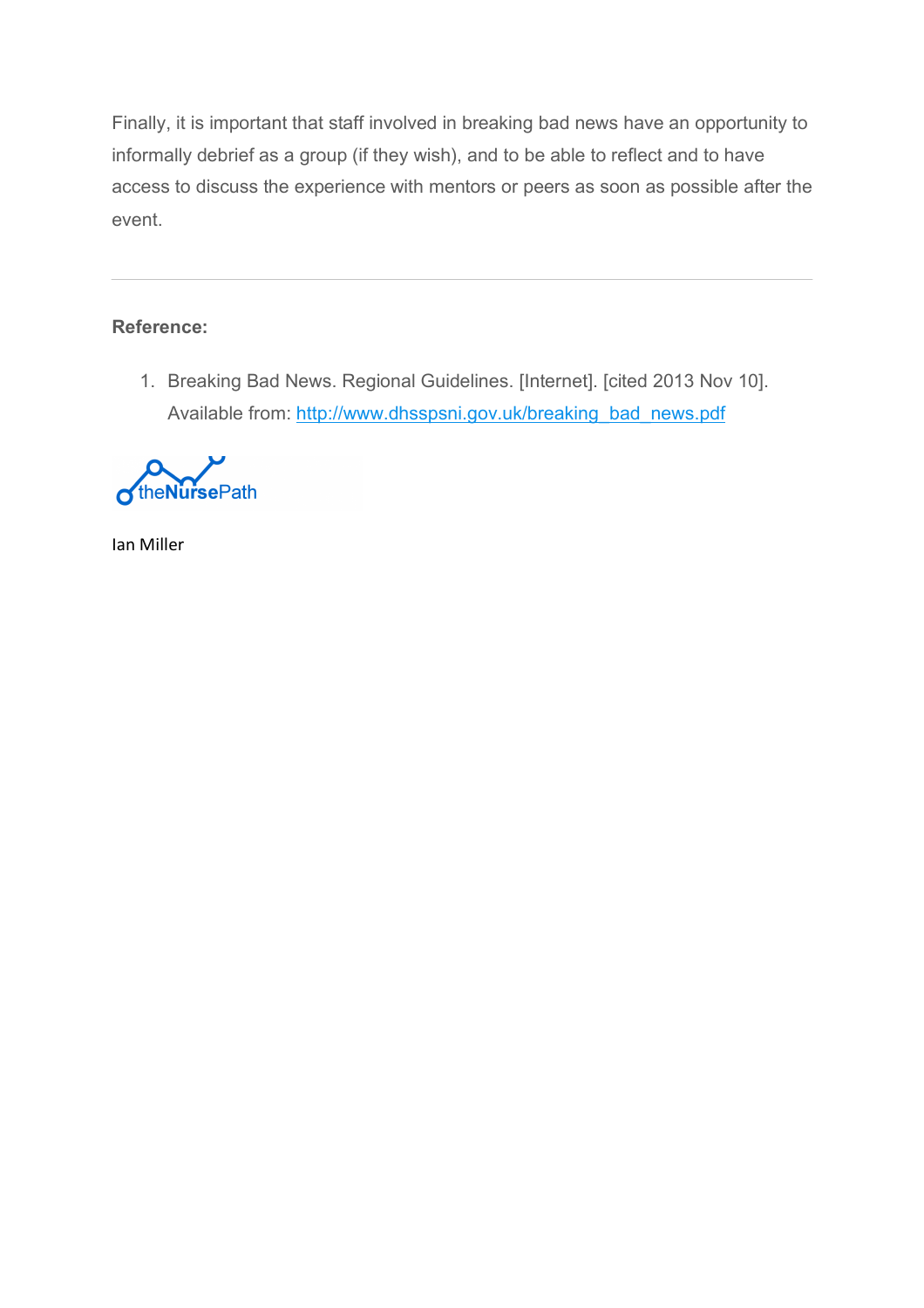Finally, it is important that staff involved in breaking bad news have an opportunity to informally debrief as a group (if they wish), and to be able to reflect and to have access to discuss the experience with mentors or peers as soon as possible after the event.

---

**Reference:**

1. Breaking Bad News. Regional Guidelines. [Internet]. [cited 2013 Nov 10]. Available from: http://www.dhsspsni.gov.uk/breaking_bad_news.pdf

theNursePath

Ian Miller